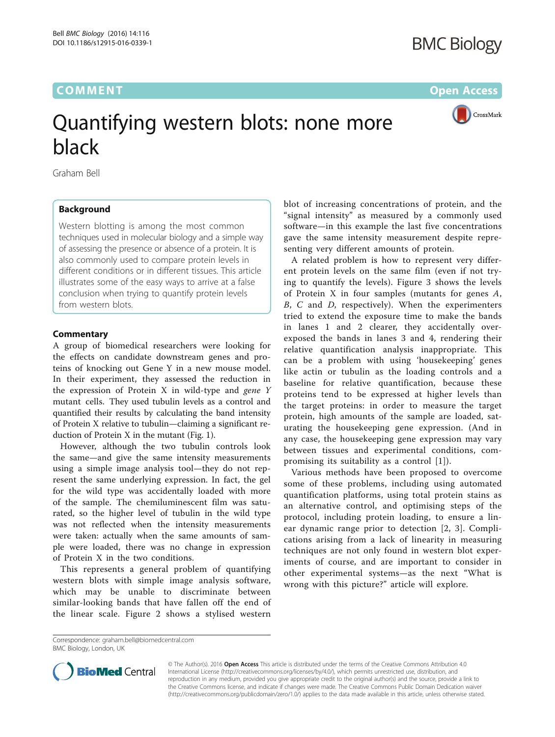COMMENT

Open Access

# Quantifying western blots: none more black

Graham Bell

## Background

Western blotting is among the most common techniques used in molecular biology and a simple way of assessing the presence or absence of a protein. It is also commonly used to compare protein levels in different conditions or in different tissues. This article illustrates some of the easy ways to arrive at a false conclusion when trying to quantify protein levels from western blots.

## Commentary

A group of biomedical researchers were looking for the effects on candidate downstream genes and proteins of knocking out Gene Y in a new mouse model. In their experiment, they assessed the reduction in the expression of Protein X in wild-type and *gene Y* mutant cells. They used tubulin levels as a control and quantified their results by calculating the band intensity of Protein X relative to tubulin—claiming a significant reduction of Protein X in the mutant (Fig. 1).

However, although the two tubulin controls look the same—and give the same intensity measurements using a simple image analysis tool—they do not represent the same underlying expression. In fact, the gel for the wild type was accidentally loaded with more of the sample. The chemiluminescent film was saturated, so the higher level of tubulin in the wild type was not reflected when the intensity measurements were taken: actually when the same amounts of sample were loaded, there was no change in expression of Protein X in the two conditions.

This represents a general problem of quantifying western blots with simple image analysis software, which may be unable to discriminate between similar-looking bands that have fallen off the end of the linear scale. Figure 2 shows a stylised western blot of increasing concentrations of protein, and the "signal intensity" as measured by a commonly used software—in this example the last five concentrations gave the same intensity measurement despite representing very different amounts of protein.

A related problem is how to represent very different protein levels on the same film (even if not trying to quantify the levels). Figure 3 shows the levels of Protein X in four samples (mutants for genes *A*, *B*, *C* and *D*, respectively). When the experimenters tried to extend the exposure time to make the bands in lanes 1 and 2 clearer, they accidentally overexposed the bands in lanes 3 and 4, rendering their relative quantification analysis inappropriate. This can be a problem with using 'housekeeping' genes like actin or tubulin as the loading controls and a baseline for relative quantification, because these proteins tend to be expressed at higher levels than the target proteins: in order to measure the target protein, high amounts of the sample are loaded, saturating the housekeeping gene expression. (And in any case, the housekeeping gene expression may vary between tissues and experimental conditions, compromising its suitability as a control [1]).

Various methods have been proposed to overcome some of these problems, including using automated quantification platforms, using total protein stains as an alternative control, and optimising steps of the protocol, including protein loading, to ensure a linear dynamic range prior to detection [2, 3]. Complications arising from a lack of linearity in measuring techniques are not only found in western blot experiments of course, and are important to consider in other experimental systems—as the next "What is wrong with this picture?" article will explore.

Correspondence: graham.bell@biomedcentral.com
BMC Biology, London, UK

© The Author(s). 2016 **Open Access** This article is distributed under the terms of the Creative Commons Attribution 4.0 International License (http://creativecommons.org/licenses/by/4.0/), which permits unrestricted use, distribution, and reproduction in any medium, provided you give appropriate credit to the original author(s) and the source, provide a link to the Creative Commons license, and indicate if changes were made. The Creative Commons Public Domain Dedication waiver (http://creativecommons.org/publicdomain/zero/1.0/) applies to the data made available in this article, unless otherwise stated.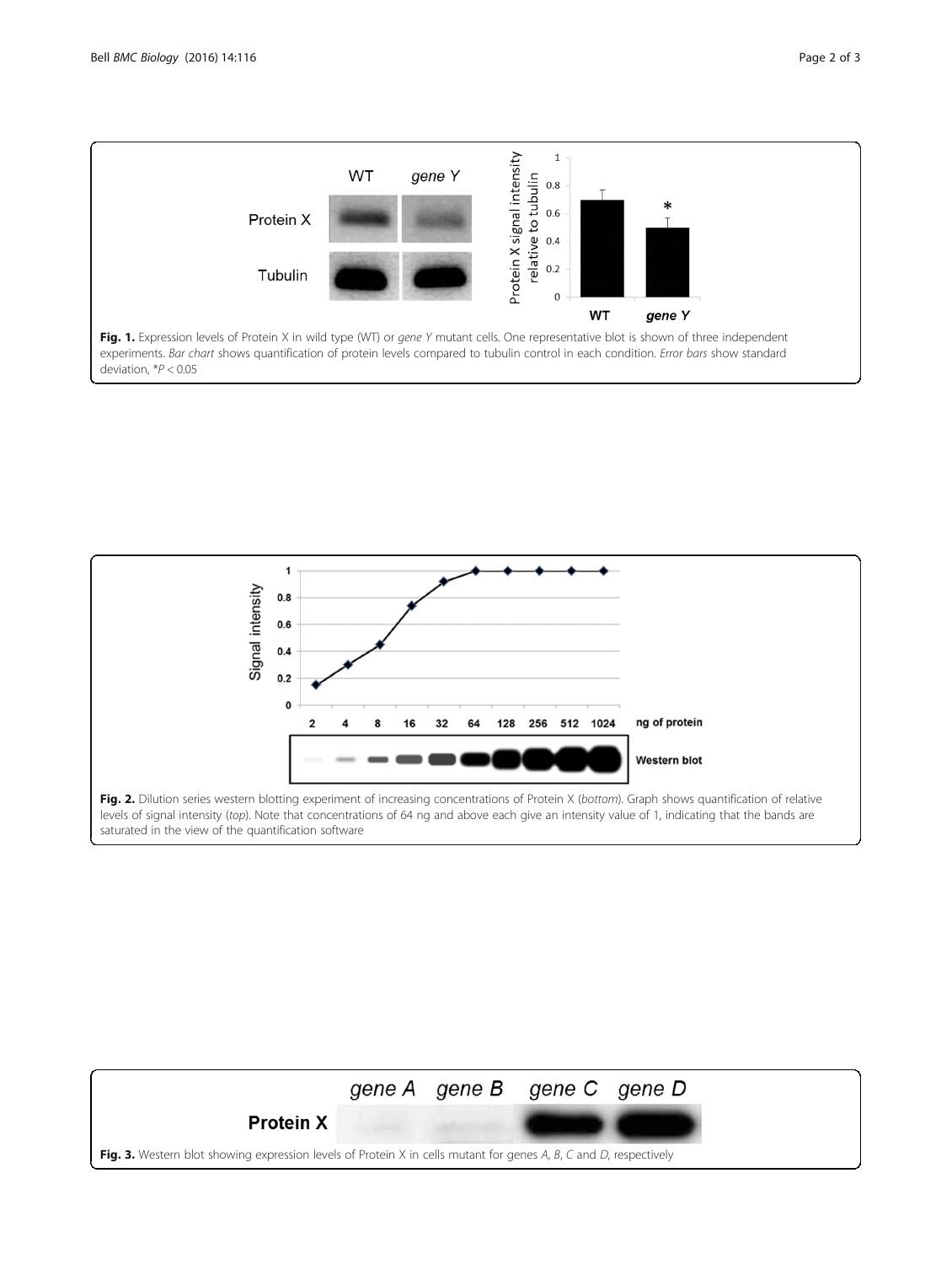**Fig. 1.** Expression levels of Protein X in wild type (WT) or *gene Y* mutant cells. One representative blot is shown of three independent experiments. *Bar chart* shows quantification of protein levels compared to tubulin control in each condition. *Error bars* show standard deviation, $^{*}P < 0.05$

**Fig. 2.** Dilution series western blotting experiment of increasing concentrations of Protein X (*bottom*). Graph shows quantification of relative levels of signal intensity (*top*). Note that concentrations of 64 ng and above each give an intensity value of 1, indicating that the bands are saturated in the view of the quantification software

**Fig. 3.** Western blot showing expression levels of Protein X in cells mutant for genes *A*, *B*, *C* and *D*, respectively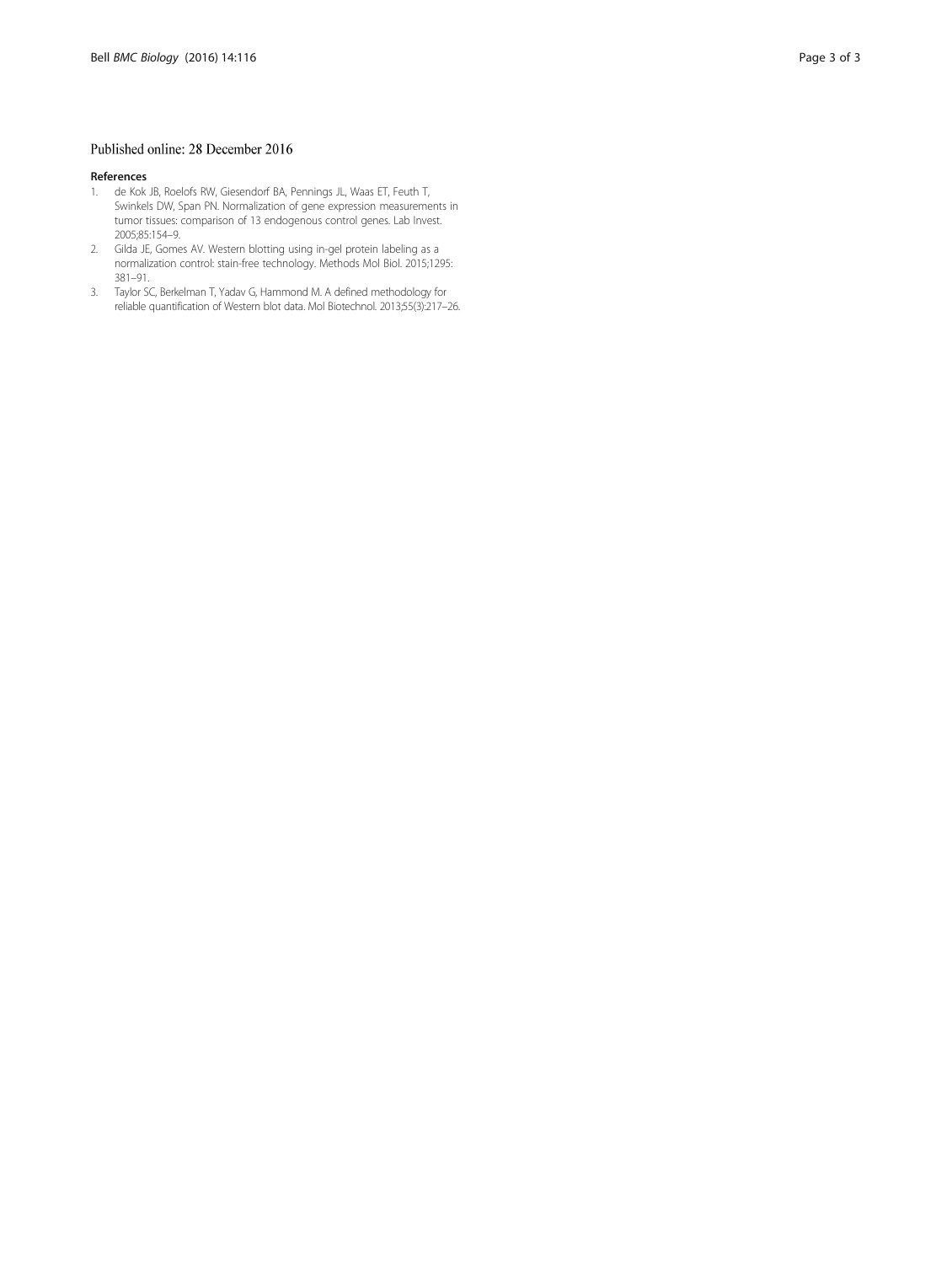Published online: 28 December 2016

#### References

1. de Kok JB, Roelofs RW, Giesendorf BA, Pennings JL, Waas ET, Feuth T, Swinkels DW, Span PN. Normalization of gene expression measurements in tumor tissues: comparison of 13 endogenous control genes. Lab Invest. 2005;85:154–9.
2. Gilda JE, Gomes AV. Western blotting using in-gel protein labeling as a normalization control: stain-free technology. Methods Mol Biol. 2015;1295: 381–91.
3. Taylor SC, Berkelman T, Yadav G, Hammond M. A defined methodology for reliable quantification of Western blot data. Mol Biotechnol. 2013;55(3):217–26.